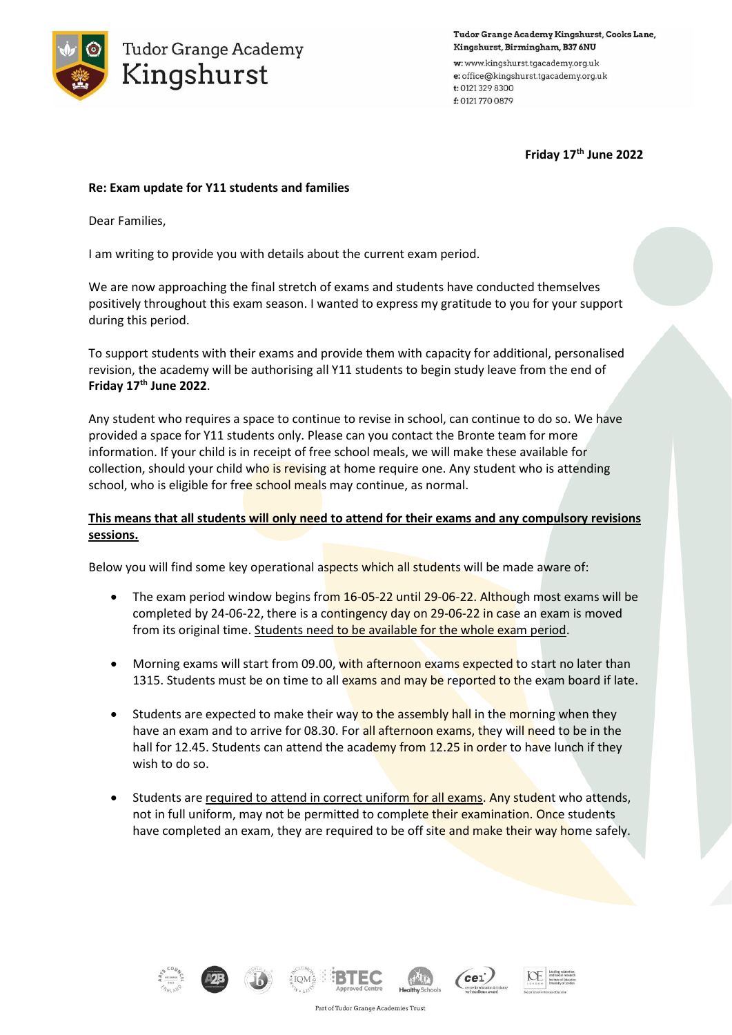Tudor Grange Academy Kingshurst

**Tudor Grange Academy Kingshurst, Cooks Lane, Kingshurst, Birmingham, B37 6NU**

**w:** www.kingshurst.tgacademy.org.uk
**e:** office@kingshurst.tgacademy.org.uk
**t:** 0121 329 8300
**f:** 0121 770 0879

**Friday 17th June 2022**

**Re: Exam update for Y11 students and families**

Dear Families,

I am writing to provide you with details about the current exam period.

We are now approaching the final stretch of exams and students have conducted themselves positively throughout this exam season. I wanted to express my gratitude to you for your support during this period.

To support students with their exams and provide them with capacity for additional, personalised revision, the academy will be authorising all Y11 students to begin study leave from the end of **Friday 17th June 2022**.

Any student who requires a space to continue to revise in school, can continue to do so. We have provided a space for Y11 students only. Please can you contact the Bronte team for more information. If your child is in receipt of free school meals, we will make these available for collection, should your child who is revising at home require one. Any student who is attending school, who is eligible for free school meals may continue, as normal.

**This means that all students will only need to attend for their exams and any compulsory revisions sessions.**

Below you will find some key operational aspects which all students will be made aware of:

- The exam period window begins from 16-05-22 until 29-06-22. Although most exams will be completed by 24-06-22, there is a contingency day on 29-06-22 in case an exam is moved from its original time. Students need to be available for the whole exam period.

- Morning exams will start from 09.00, with afternoon exams expected to start no later than 1315. Students must be on time to all exams and may be reported to the exam board if late.

- Students are expected to make their way to the assembly hall in the morning when they have an exam and to arrive for 08.30. For all afternoon exams, they will need to be in the hall for 12.45. Students can attend the academy from 12.25 in order to have lunch if they wish to do so.

- Students are required to attend in correct uniform for all exams. Any student who attends, not in full uniform, may not be permitted to complete their examination. Once students have completed an exam, they are required to be off site and make their way home safely.

Part of Tudor Grange Academies Trust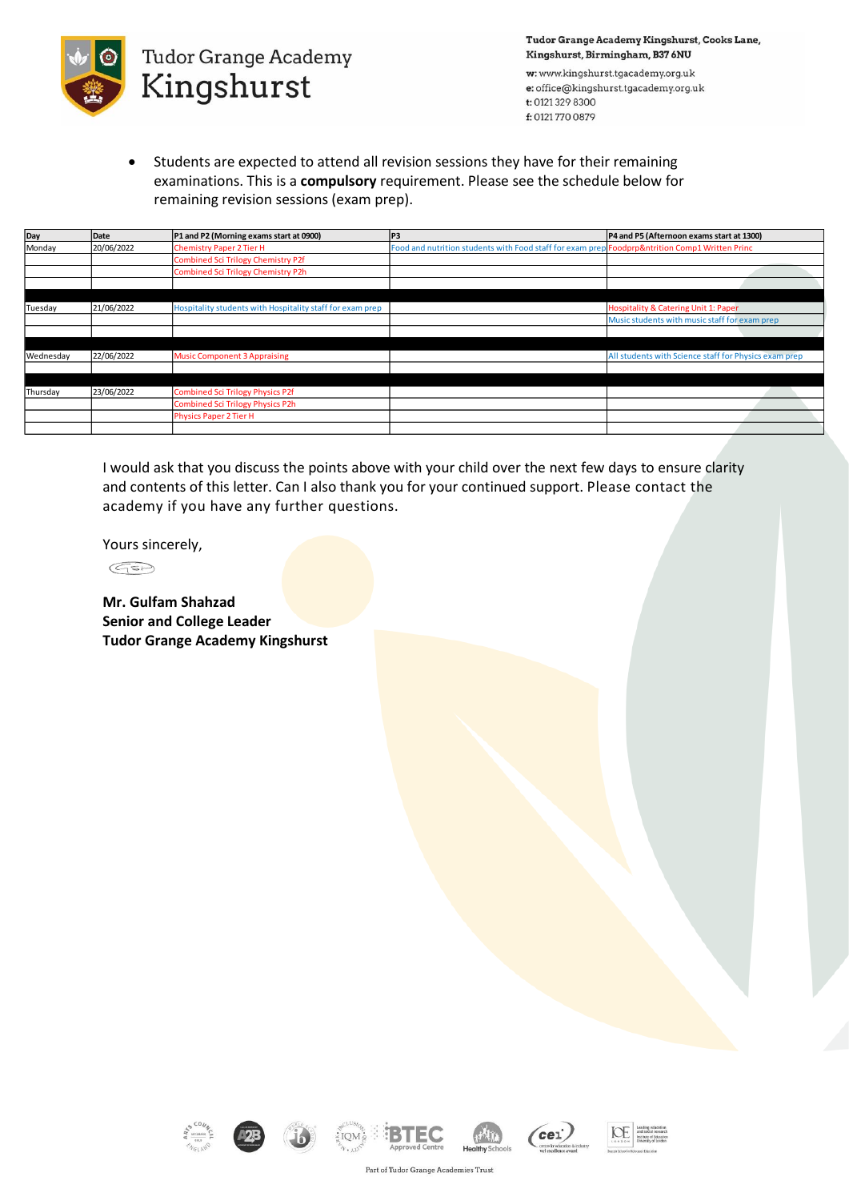- Students are expected to attend all revision sessions they have for their remaining examinations. This is a **compulsory** requirement. Please see the schedule below for remaining revision sessions (exam prep).

| Day | Date | P1 and P2 (Morning exams start at 0900) | P3 | P4 and P5 (Afternoon exams start at 1300) |
|---|---|---|---|---|
| Monday | 20/06/2022 | Chemistry Paper 2 Tier H | Food and nutrition students with Food staff for exam prep | Foodprp&ntrition Comp1 Written Princ |
| | | Combined Sci Trilogy Chemistry P2f | | |
| | | Combined Sci Trilogy Chemistry P2h | | |
| | | | | |
| | | | | |
| Tuesday | 21/06/2022 | Hospitality students with Hospitality staff for exam prep | | Hospitality & Catering Unit 1: Paper |
| | | | | Music students with music staff for exam prep |
| | | | | |
| | | | | |
| Wednesday | 22/06/2022 | Music Component 3 Appraising | | All students with Science staff for Physics exam prep |
| | | | | |
| | | | | |
| Thursday | 23/06/2022 | Combined Sci Trilogy Physics P2f | | |
| | | Combined Sci Trilogy Physics P2h | | |
| | | Physics Paper 2 Tier H | | |
| | | | | |

I would ask that you discuss the points above with your child over the next few days to ensure clarity and contents of this letter. Can I also thank you for your continued support. Please contact the academy if you have any further questions.

Yours sincerely,

**Mr. Gulfam Shahzad**
**Senior and College Leader**
**Tudor Grange Academy Kingshurst**